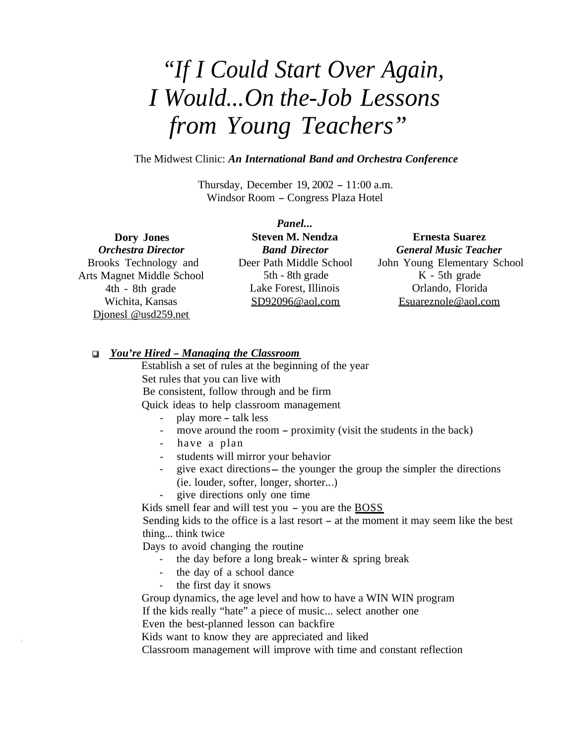# *"If I Could Start Over Again, I Would...On the-Job Lessons from Young Teachers"*

The Midwest Clinic: ***An International Band and Orchestra Conference***

Thursday, December 19, 2002 – 11:00 a.m.
Windsor Room – Congress Plaza Hotel

***Panel...***

**Dory Jones**
***Orchestra Director***
Brooks Technology and Arts Magnet Middle School
4th - 8th grade
Wichita, Kansas
Djonesl @usd259.net

**Steven M. Nendza**
***Band Director***
Deer Path Middle School
5th - 8th grade
Lake Forest, Illinois
SD92096@aol.com

**Ernesta Suarez**
***General Music Teacher***
John Young Elementary School
K - 5th grade
Orlando, Florida
Esuareznole@aol.com

- ***You're Hired – Managing the Classroom***

  Establish a set of rules at the beginning of the year
  
  Set rules that you can live with
  
  Be consistent, follow through and be firm
  
  Quick ideas to help classroom management
  - play more – talk less
  - move around the room – proximity (visit the students in the back)
  - have a plan
  - students will mirror your behavior
  - give exact directions – the younger the group the simpler the directions (ie. louder, softer, longer, shorter...)
  - give directions only one time

  Kids smell fear and will test you – you are the BOSS
  
  Sending kids to the office is a last resort – at the moment it may seem like the best thing... think twice
  
  Days to avoid changing the routine
  - the day before a long break – winter & spring break
  - the day of a school dance
  - the first day it snows

  Group dynamics, the age level and how to have a WIN WIN program
  
  If the kids really "hate" a piece of music... select another one
  
  Even the best-planned lesson can backfire
  
  Kids want to know they are appreciated and liked
  
  Classroom management will improve with time and constant reflection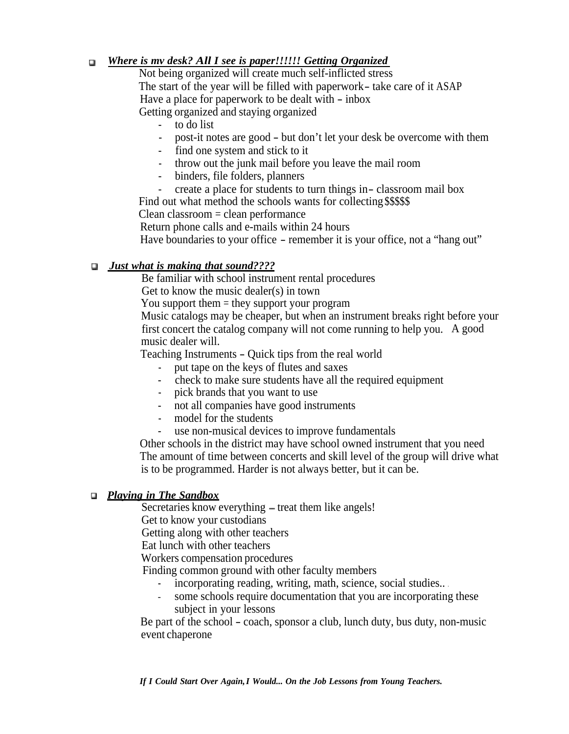- ***Where is mv desk? All I see is paper!!!!!! Getting Organized***

  Not being organized will create much self-inflicted stress
  
  The start of the year will be filled with paperwork– take care of it ASAP
  
  Have a place for paperwork to be dealt with – inbox
  
  Getting organized and staying organized
  - to do list
  - post-it notes are good – but don't let your desk be overcome with them
  - find one system and stick to it
  - throw out the junk mail before you leave the mail room
  - binders, file folders, planners
  - create a place for students to turn things in– classroom mail box

  Find out what method the schools wants for collecting $$$$$
  
  Clean classroom = clean performance
  
  Return phone calls and e-mails within 24 hours
  
  Have boundaries to your office – remember it is your office, not a "hang out"

- ***Just what is making that sound????***

  Be familiar with school instrument rental procedures
  
  Get to know the music dealer(s) in town
  
  You support them = they support your program
  
  Music catalogs may be cheaper, but when an instrument breaks right before your first concert the catalog company will not come running to help you. A good music dealer will.
  
  Teaching Instruments – Quick tips from the real world
  - put tape on the keys of flutes and saxes
  - check to make sure students have all the required equipment
  - pick brands that you want to use
  - not all companies have good instruments
  - model for the students
  - use non-musical devices to improve fundamentals

  Other schools in the district may have school owned instrument that you need
  
  The amount of time between concerts and skill level of the group will drive what is to be programmed. Harder is not always better, but it can be.

- ***Playing in The Sandbox***

  Secretaries know everything – treat them like angels!
  
  Get to know your custodians
  
  Getting along with other teachers
  
  Eat lunch with other teachers
  
  Workers compensation procedures
  
  Finding common ground with other faculty members
  - incorporating reading, writing, math, science, social studies..
  - some schools require documentation that you are incorporating these subject in your lessons

  Be part of the school – coach, sponsor a club, lunch duty, bus duty, non-music event chaperone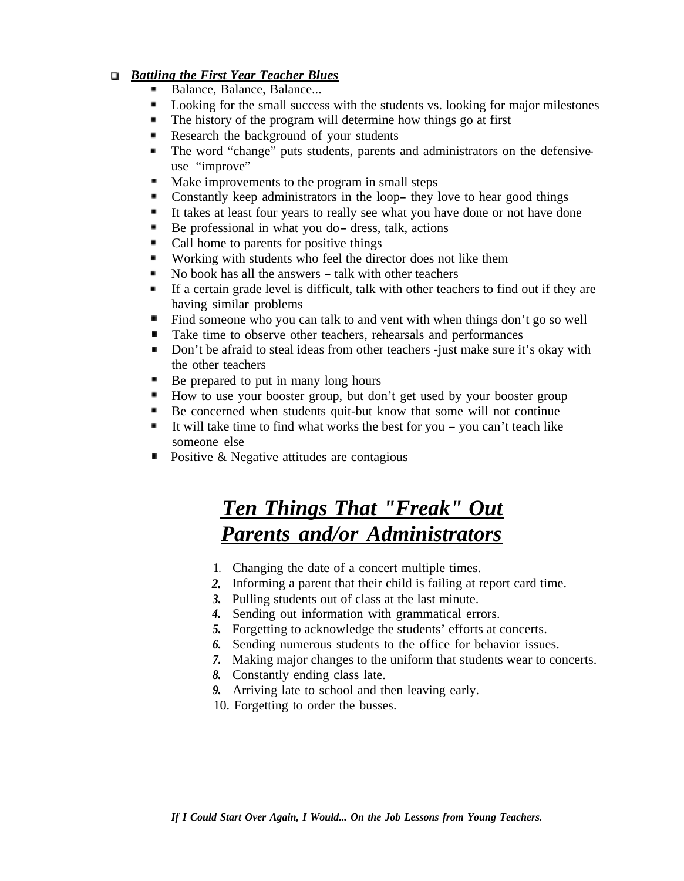- ***Battling the First Year Teacher Blues***
  - Balance, Balance, Balance...
  - Looking for the small success with the students vs. looking for major milestones
  - The history of the program will determine how things go at first
  - Research the background of your students
  - The word "change" puts students, parents and administrators on the defensive– use "improve"
  - Make improvements to the program in small steps
  - Constantly keep administrators in the loop– they love to hear good things
  - It takes at least four years to really see what you have done or not have done
  - Be professional in what you do– dress, talk, actions
  - Call home to parents for positive things
  - Working with students who feel the director does not like them
  - No book has all the answers – talk with other teachers
  - If a certain grade level is difficult, talk with other teachers to find out if they are having similar problems
  - Find someone who you can talk to and vent with when things don't go so well
  - Take time to observe other teachers, rehearsals and performances
  - Don't be afraid to steal ideas from other teachers -just make sure it's okay with the other teachers
  - Be prepared to put in many long hours
  - How to use your booster group, but don't get used by your booster group
  - Be concerned when students quit-but know that some will not continue
  - It will take time to find what works the best for you – you can't teach like someone else
  - Positive & Negative attitudes are contagious

# ***Ten Things That "Freak" Out Parents and/or Administrators***

1. Changing the date of a concert multiple times.
2. Informing a parent that their child is failing at report card time.
3. Pulling students out of class at the last minute.
4. Sending out information with grammatical errors.
5. Forgetting to acknowledge the students' efforts at concerts.
6. Sending numerous students to the office for behavior issues.
7. Making major changes to the uniform that students wear to concerts.
8. Constantly ending class late.
9. Arriving late to school and then leaving early.
10. Forgetting to order the busses.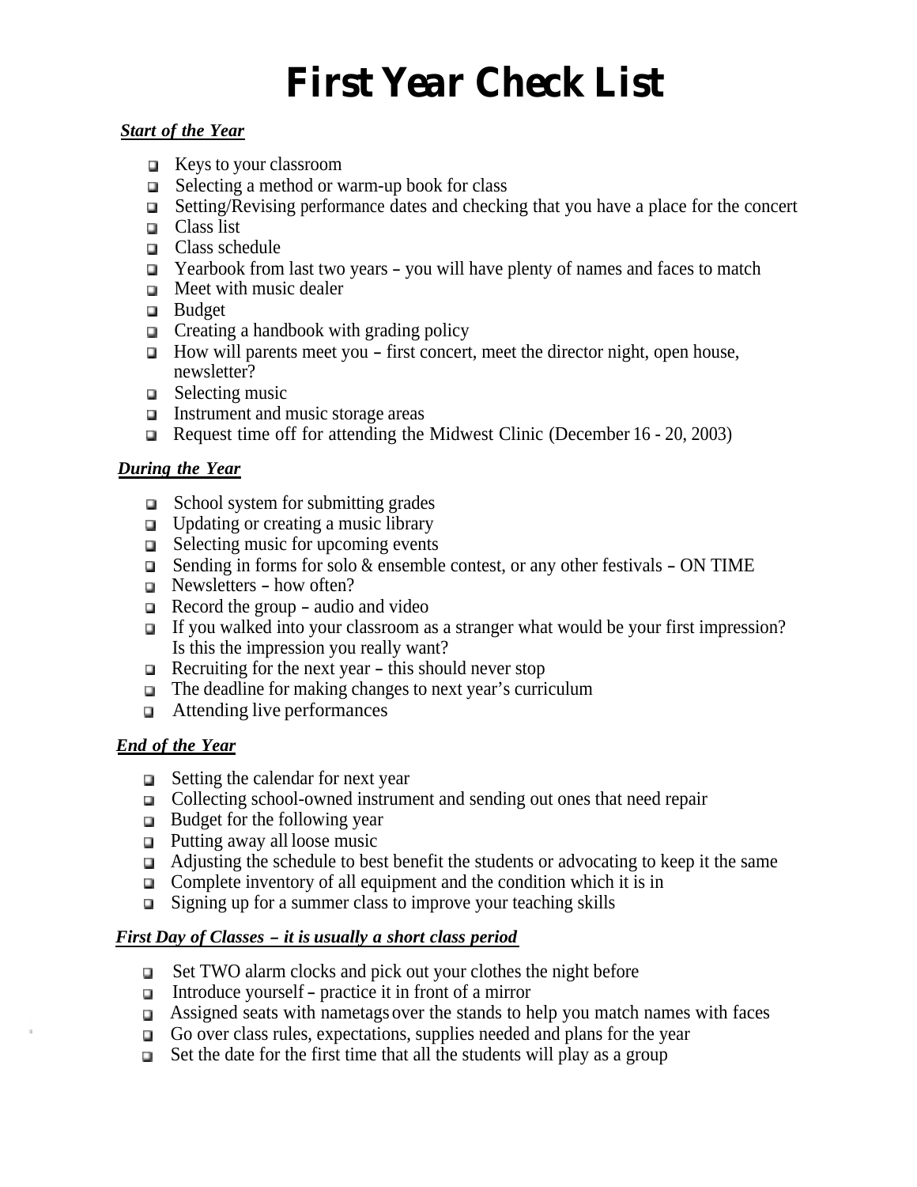# First Year Check List

***Start of the Year***

- Keys to your classroom
- Selecting a method or warm-up book for class
- Setting/Revising performance dates and checking that you have a place for the concert
- Class list
- Class schedule
- Yearbook from last two years – you will have plenty of names and faces to match
- Meet with music dealer
- Budget
- Creating a handbook with grading policy
- How will parents meet you – first concert, meet the director night, open house, newsletter?
- Selecting music
- Instrument and music storage areas
- Request time off for attending the Midwest Clinic (December 16 - 20, 2003)

***During the Year***

- School system for submitting grades
- Updating or creating a music library
- Selecting music for upcoming events
- Sending in forms for solo & ensemble contest, or any other festivals – ON TIME
- Newsletters – how often?
- Record the group – audio and video
- If you walked into your classroom as a stranger what would be your first impression? Is this the impression you really want?
- Recruiting for the next year – this should never stop
- The deadline for making changes to next year's curriculum
- Attending live performances

***End of the Year***

- Setting the calendar for next year
- Collecting school-owned instrument and sending out ones that need repair
- Budget for the following year
- Putting away all loose music
- Adjusting the schedule to best benefit the students or advocating to keep it the same
- Complete inventory of all equipment and the condition which it is in
- Signing up for a summer class to improve your teaching skills

***First Day of Classes – it is usually a short class period***

- Set TWO alarm clocks and pick out your clothes the night before
- Introduce yourself – practice it in front of a mirror
- Assigned seats with nametags over the stands to help you match names with faces
- Go over class rules, expectations, supplies needed and plans for the year
- Set the date for the first time that all the students will play as a group